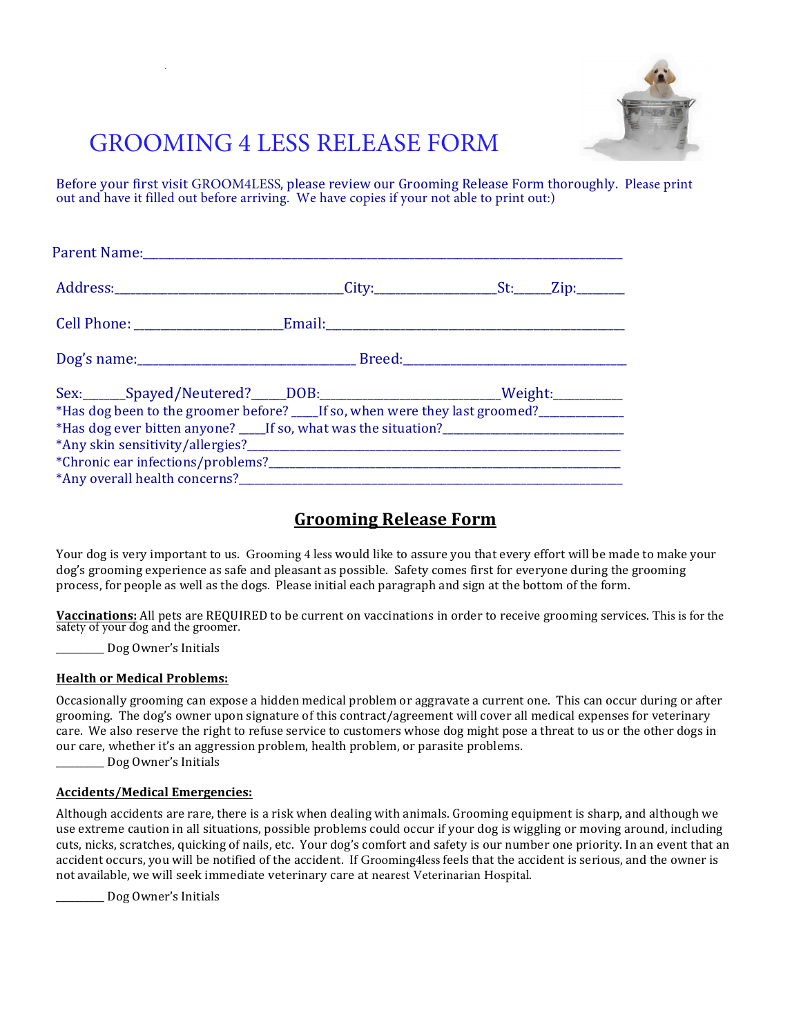# GROOMING 4 LESS RELEASE FORM

Before your first visit GROOM4LESS, please review our Grooming Release Form thoroughly. Please print out and have it filled out before arriving. We have copies if your not able to print out:)

Parent Name:_______________________________________________________________________________

Address:____________________________________City:___________________St:______Zip:________

Cell Phone: ________________________Email:________________________________________________

Dog's name:___________________________________ Breed:_____________________________________

Sex:_______Spayed/Neutered?_____DOB:_____________________________Weight:___________

*Has dog been to the groomer before? ____If so, when were they last groomed?______________

*Has dog ever bitten anyone? ____If so, what was the situation?________________________________

*Any skin sensitivity/allergies?________________________________________________________________

*Chronic ear infections/problems?____________________________________________________________

*Any overall health concerns?_________________________________________________________________

## Grooming Release Form

Your dog is very important to us. Grooming 4 less would like to assure you that every effort will be made to make your dog's grooming experience as safe and pleasant as possible. Safety comes first for everyone during the grooming process, for people as well as the dogs. Please initial each paragraph and sign at the bottom of the form.

**Vaccinations:** All pets are REQUIRED to be current on vaccinations in order to receive grooming services. This is for the safety of your dog and the groomer.

_________ Dog Owner's Initials

**Health or Medical Problems:**

Occasionally grooming can expose a hidden medical problem or aggravate a current one. This can occur during or after grooming. The dog's owner upon signature of this contract/agreement will cover all medical expenses for veterinary care. We also reserve the right to refuse service to customers whose dog might pose a threat to us or the other dogs in our care, whether it's an aggression problem, health problem, or parasite problems.

_________ Dog Owner's Initials

**Accidents/Medical Emergencies:**

Although accidents are rare, there is a risk when dealing with animals. Grooming equipment is sharp, and although we use extreme caution in all situations, possible problems could occur if your dog is wiggling or moving around, including cuts, nicks, scratches, quicking of nails, etc. Your dog's comfort and safety is our number one priority. In an event that an accident occurs, you will be notified of the accident. If Grooming4less feels that the accident is serious, and the owner is not available, we will seek immediate veterinary care at nearest Veterinarian Hospital.

_________ Dog Owner's Initials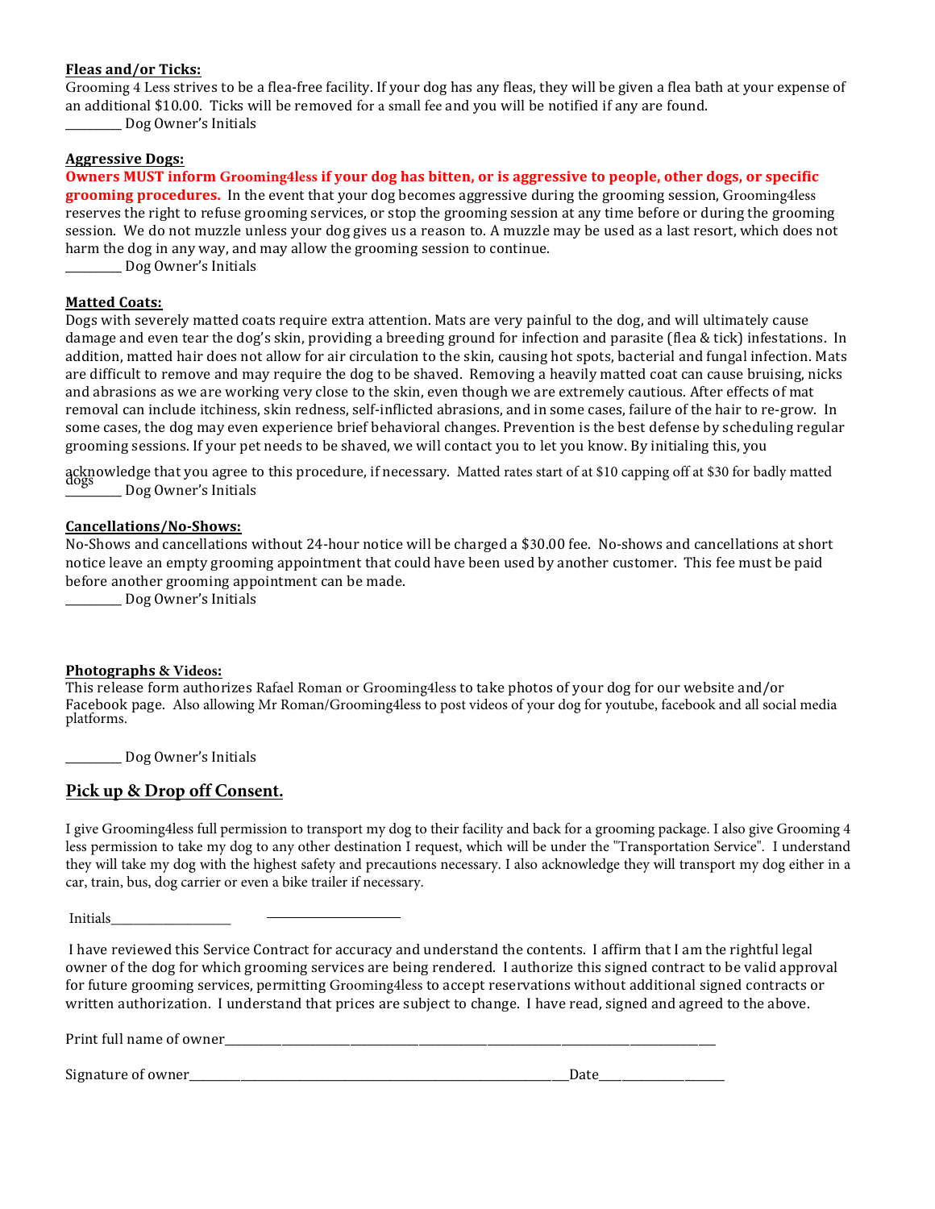**Fleas and/or Ticks:**

Grooming 4 Less strives to be a flea-free facility. If your dog has any fleas, they will be given a flea bath at your expense of an additional $10.00. Ticks will be removed for a small fee and you will be notified if any are found.

_________ Dog Owner's Initials

**Aggressive Dogs:**

**Owners MUST inform Grooming4less if your dog has bitten, or is aggressive to people, other dogs, or specific grooming procedures.** In the event that your dog becomes aggressive during the grooming session, Grooming4less reserves the right to refuse grooming services, or stop the grooming session at any time before or during the grooming session. We do not muzzle unless your dog gives us a reason to. A muzzle may be used as a last resort, which does not harm the dog in any way, and may allow the grooming session to continue.

_________ Dog Owner's Initials

**Matted Coats:**

Dogs with severely matted coats require extra attention. Mats are very painful to the dog, and will ultimately cause damage and even tear the dog's skin, providing a breeding ground for infection and parasite (flea & tick) infestations. In addition, matted hair does not allow for air circulation to the skin, causing hot spots, bacterial and fungal infection. Mats are difficult to remove and may require the dog to be shaved. Removing a heavily matted coat can cause bruising, nicks and abrasions as we are working very close to the skin, even though we are extremely cautious. After effects of mat removal can include itchiness, skin redness, self-inflicted abrasions, and in some cases, failure of the hair to re-grow. In some cases, the dog may even experience brief behavioral changes. Prevention is the best defense by scheduling regular grooming sessions. If your pet needs to be shaved, we will contact you to let you know. By initialing this, you acknowledge that you agree to this procedure, if necessary. Matted rates start of at $10 capping off at $30 for badly matted dogs

_________ Dog Owner's Initials

**Cancellations/No-Shows:**

No-Shows and cancellations without 24-hour notice will be charged a $30.00 fee. No-shows and cancellations at short notice leave an empty grooming appointment that could have been used by another customer. This fee must be paid before another grooming appointment can be made.

_________ Dog Owner's Initials

**Photographs & Videos:**

This release form authorizes Rafael Roman or Grooming4less to take photos of your dog for our website and/or Facebook page. Also allowing Mr Roman/Grooming4less to post videos of your dog for youtube, facebook and all social media platforms.

_________ Dog Owner's Initials

## Pick up & Drop off Consent.

I give Grooming4less full permission to transport my dog to their facility and back for a grooming package. I also give Grooming 4 less permission to take my dog to any other destination I request, which will be under the "Transportation Service". I understand they will take my dog with the highest safety and precautions necessary. I also acknowledge they will transport my dog either in a car, train, bus, dog carrier or even a bike trailer if necessary.

Initials__________________ __________________

I have reviewed this Service Contract for accuracy and understand the contents. I affirm that I am the rightful legal owner of the dog for which grooming services are being rendered. I authorize this signed contract to be valid approval for future grooming services, permitting Grooming4less to accept reservations without additional signed contracts or written authorization. I understand that prices are subject to change. I have read, signed and agreed to the above.

Print full name of owner______________________________________________________________________

Signature of owner_______________________________________________________Date__________________